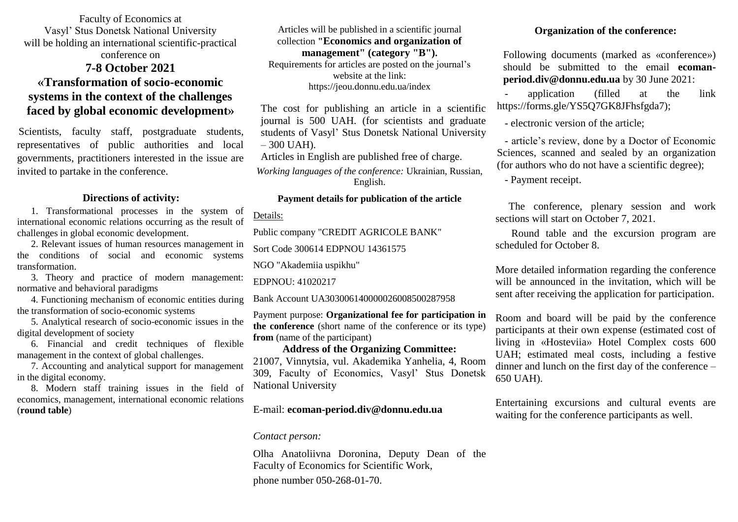Faculty of Economics at
Vasyl' Stus Donetsk National University
will be holding an international scientific-practical conference on

# 7-8 October 2021

# «Transformation of socio-economic systems in the context of the challenges faced by global economic development»

Scientists, faculty staff, postgraduate students, representatives of public authorities and local governments, practitioners interested in the issue are invited to partake in the conference.

## Directions of activity:

1. Transformational processes in the system of international economic relations occurring as the result of challenges in global economic development.
2. Relevant issues of human resources management in the conditions of social and economic systems transformation.
3. Theory and practice of modern management: normative and behavioral paradigms
4. Functioning mechanism of economic entities during the transformation of socio-economic systems
5. Analytical research of socio-economic issues in the digital development of society
6. Financial and credit techniques of flexible management in the context of global challenges.
7. Accounting and analytical support for management in the digital economy.
8. Modern staff training issues in the field of economics, management, international economic relations (**round table**)

Articles will be published in a scientific journal collection **"Economics and organization of management" (category "B").**
Requirements for articles are posted on the journal's website at the link:
https://jeou.donnu.edu.ua/index

The cost for publishing an article in a scientific journal is 500 UAH. (for scientists and graduate students of Vasyl' Stus Donetsk National University – 300 UAH).
Articles in English are published free of charge.

*Working languages of the conference:* Ukrainian, Russian, English.

## Payment details for publication of the article

Details:

Public company "CREDIT AGRICOLE BANK"

Sort Code 300614 EDPNOU 14361575

NGO "Akademiia uspikhu"

EDPNOU: 41020217

Bank Account UA303006140000026008500287958

Payment purpose: **Organizational fee for participation in the conference** (short name of the conference or its type) **from** (name of the participant)

## Address of the Organizing Committee:

21007, Vinnytsia, vul. Akademika Yanhelia, 4, Room 309, Faculty of Economics, Vasyl' Stus Donetsk National University

E-mail: **ecoman-period.div@donnu.edu.ua**

*Contact person:*

Olha Anatoliivna Doronina, Deputy Dean of the Faculty of Economics for Scientific Work,
phone number 050-268-01-70.

## Organization of the conference:

Following documents (marked as «conference») should be submitted to the email **ecoman-period.div@donnu.edu.ua** by 30 June 2021:

- application (filled at the link https://forms.gle/YS5Q7GK8JFhsfgda7);
- electronic version of the article;
- article's review, done by a Doctor of Economic Sciences, scanned and sealed by an organization (for authors who do not have a scientific degree);
- Payment receipt.

The conference, plenary session and work sections will start on October 7, 2021.

Round table and the excursion program are scheduled for October 8.

More detailed information regarding the conference will be announced in the invitation, which will be sent after receiving the application for participation.

Room and board will be paid by the conference participants at their own expense (estimated cost of living in «Hosteviia» Hotel Complex costs 600 UAH; estimated meal costs, including a festive dinner and lunch on the first day of the conference – 650 UAH).

Entertaining excursions and cultural events are waiting for the conference participants as well.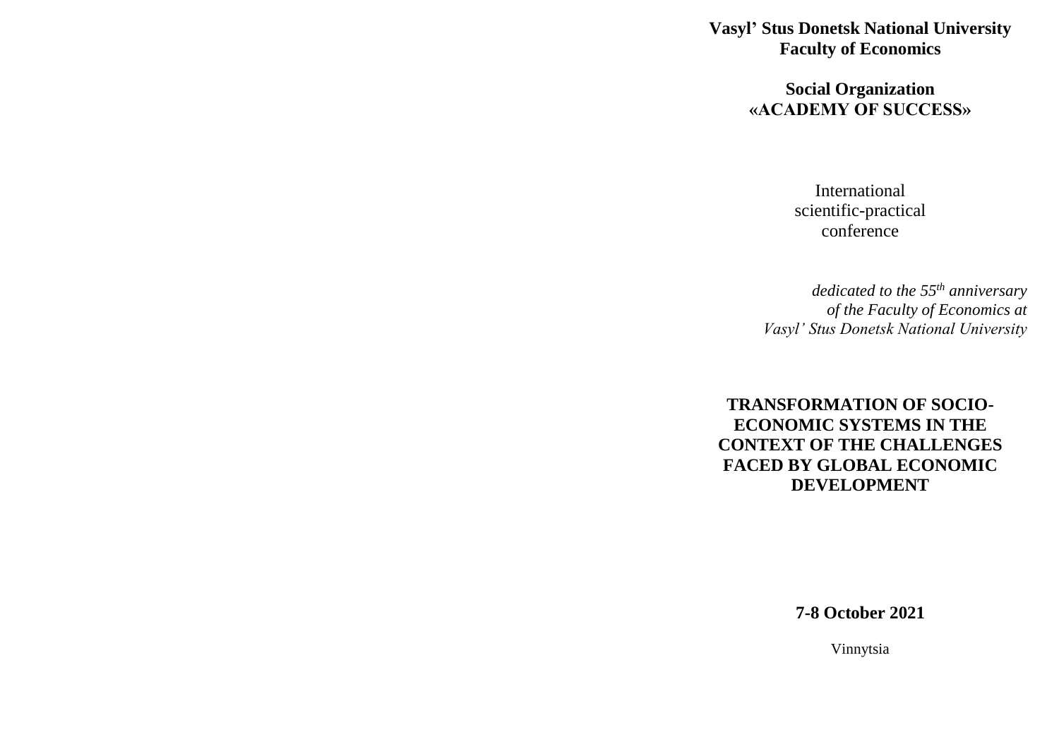**Vasyl' Stus Donetsk National University**
**Faculty of Economics**

**Social Organization**
**«ACADEMY OF SUCCESS»**

International
scientific-practical
conference

*dedicated to the 55th anniversary*
*of the Faculty of Economics at*
*Vasyl' Stus Donetsk National University*

# TRANSFORMATION OF SOCIO-ECONOMIC SYSTEMS IN THE CONTEXT OF THE CHALLENGES FACED BY GLOBAL ECONOMIC DEVELOPMENT

**7-8 October 2021**

Vinnytsia